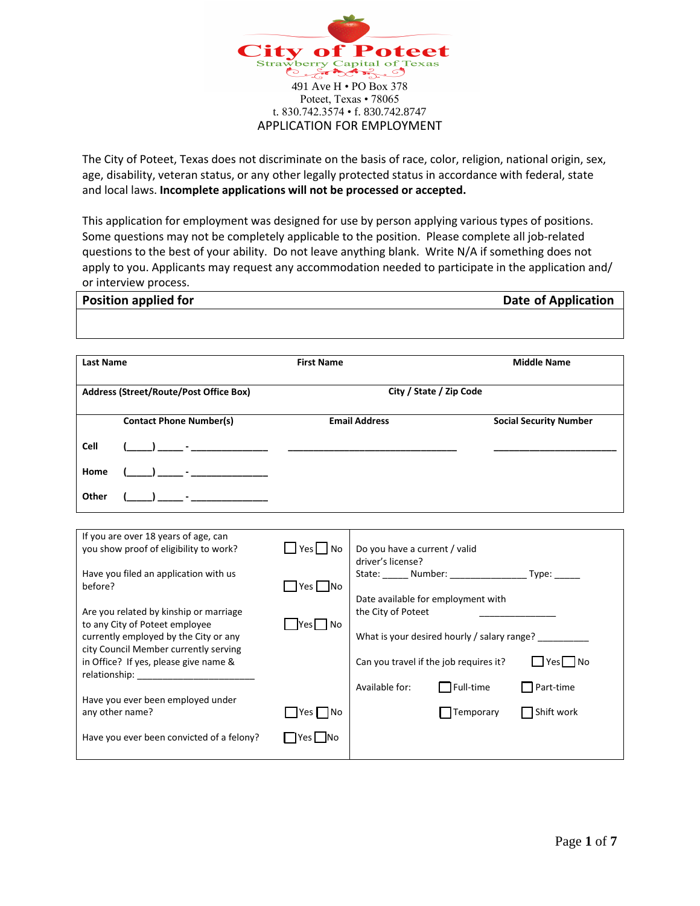# City of Poteet

Strawberry Capital of Texas

491 Ave H • PO Box 378
Poteet, Texas • 78065
t. 830.742.3574 • f. 830.742.8747

## APPLICATION FOR EMPLOYMENT

The City of Poteet, Texas does not discriminate on the basis of race, color, religion, national origin, sex, age, disability, veteran status, or any other legally protected status in accordance with federal, state and local laws. **Incomplete applications will not be processed or accepted.**

This application for employment was designed for use by person applying various types of positions. Some questions may not be completely applicable to the position. Please complete all job-related questions to the best of your ability. Do not leave anything blank. Write N/A if something does not apply to you. Applicants may request any accommodation needed to participate in the application and/ or interview process.

| Position applied for | Date of Application |
|---|---|
| | |

| Last Name | First Name | Middle Name |
|---|---|---|
| **Address (Street/Route/Post Office Box)** | **City / State / Zip Code** | |
| **Contact Phone Number(s)** | **Email Address** | **Social Security Number** |
| **Cell** (_____) _____ - ______________ | ________________________________ | _______________________ |
| **Home** (_____) _____ - ______________ | | |
| **Other** (_____) _____ - ______________ | | |

| | | |
|---|---|---|
| If you are over 18 years of age, can you show proof of eligibility to work? | ☐ Yes ☐ No | Do you have a current / valid driver's license? State: _____ Number: _______________ Type: _____ |
| Have you filed an application with us before? | ☐ Yes ☐ No | Date available for employment with the City of Poteet _______________ |
| Are you related by kinship or marriage to any City of Poteet employee currently employed by the City or any city Council Member currently serving in Office? If yes, please give name & relationship: ______________________ | ☐ Yes ☐ No | What is your desired hourly / salary range? __________ |
| | | Can you travel if the job requires it? ☐ Yes ☐ No |
| | | Available for: ☐ Full-time ☐ Part-time |
| Have you ever been employed under any other name? | ☐ Yes ☐ No | ☐ Temporary ☐ Shift work |
| Have you ever been convicted of a felony? | ☐ Yes ☐ No | |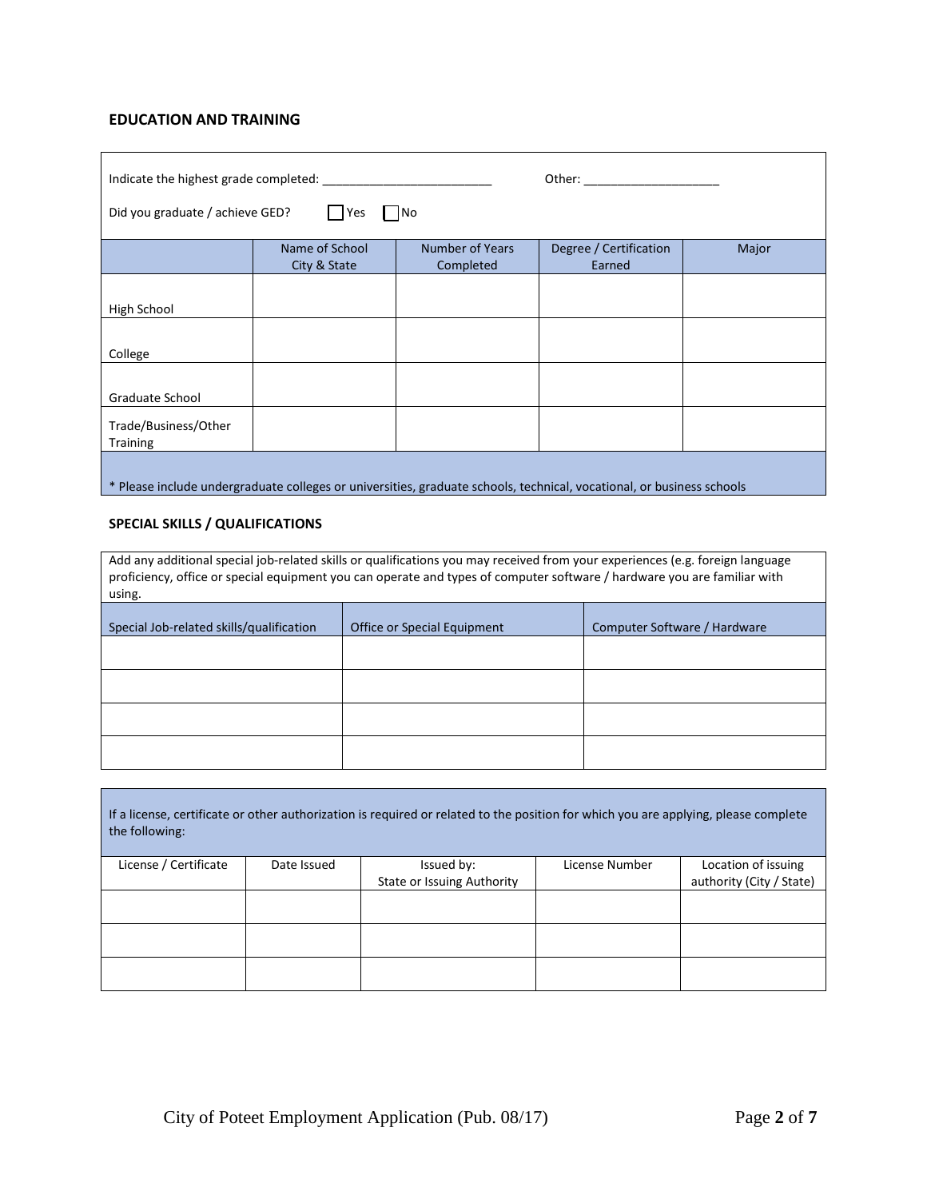## EDUCATION AND TRAINING

Indicate the highest grade completed: ________________________ Other: ___________________

Did you graduate / achieve GED? ☐ Yes ☐ No

| | Name of School City & State | Number of Years Completed | Degree / Certification Earned | Major |
|---|---|---|---|---|
| High School | | | | |
| College | | | | |
| Graduate School | | | | |
| Trade/Business/Other Training | | | | |

* Please include undergraduate colleges or universities, graduate schools, technical, vocational, or business schools

## SPECIAL SKILLS / QUALIFICATIONS

Add any additional special job-related skills or qualifications you may received from your experiences (e.g. foreign language proficiency, office or special equipment you can operate and types of computer software / hardware you are familiar with using.

| Special Job-related skills/qualification | Office or Special Equipment | Computer Software / Hardware |
|---|---|---|
| | | |
| | | |
| | | |
| | | |

If a license, certificate or other authorization is required or related to the position for which you are applying, please complete the following:

| License / Certificate | Date Issued | Issued by: State or Issuing Authority | License Number | Location of issuing authority (City / State) |
|---|---|---|---|---|
| | | | | |
| | | | | |
| | | | | |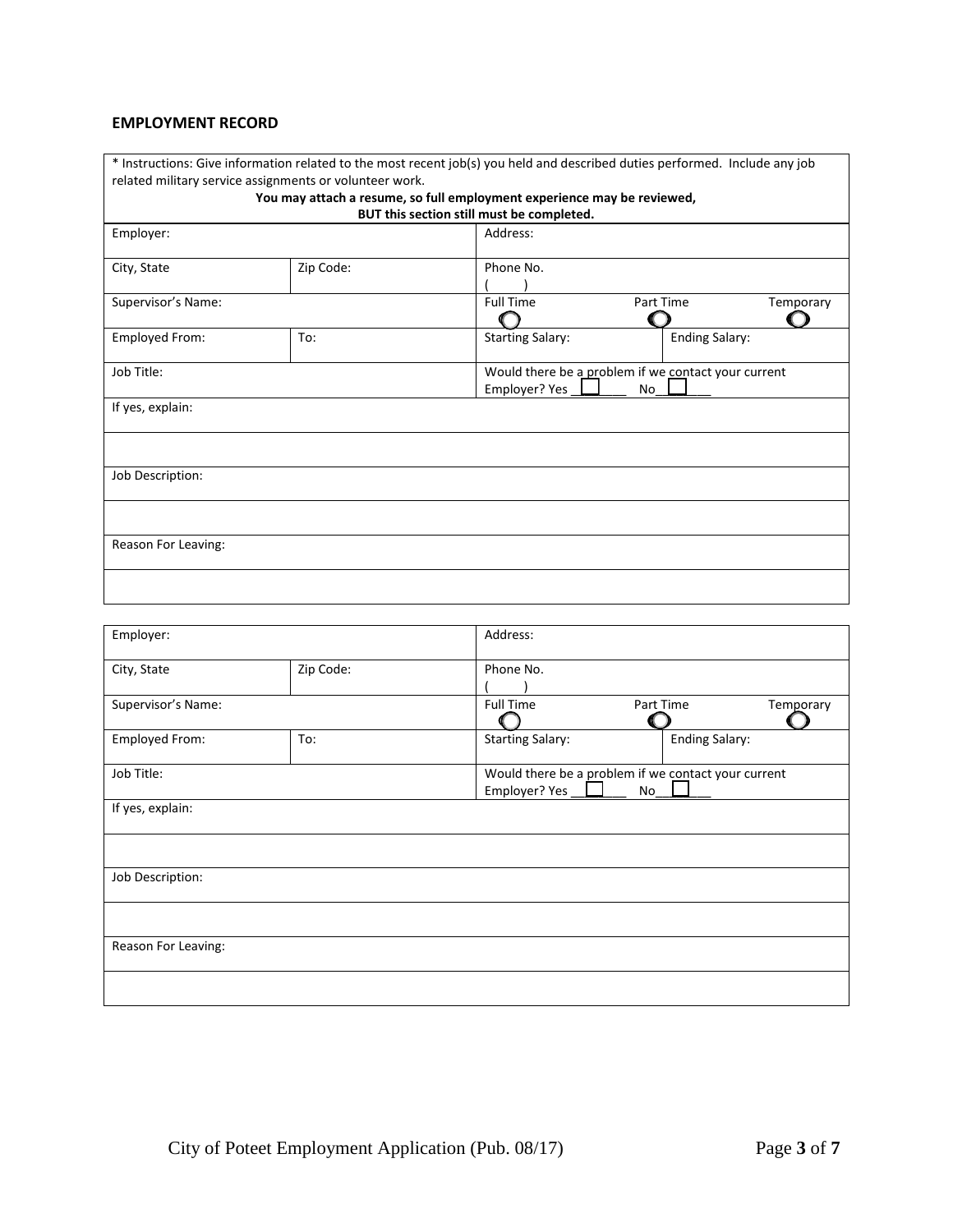## EMPLOYMENT RECORD

* Instructions: Give information related to the most recent job(s) you held and described duties performed. Include any job related military service assignments or volunteer work.

**You may attach a resume, so full employment experience may be reviewed, BUT this section still must be completed.**

| | | | |
|---|---|---|---|
| Employer: | | Address: | |
| City, State | Zip Code: | Phone No. ( ) | |
| Supervisor's Name: | | Full Time ◯ Part Time ◯ Temporary ◯ | |
| Employed From: | To: | Starting Salary: | Ending Salary: |
| Job Title: | | Would there be a problem if we contact your current Employer? Yes ☐ No ☐ | |
| If yes, explain: | | | |
| | | | |
| Job Description: | | | |
| | | | |
| Reason For Leaving: | | | |
| | | | |

| | | | |
|---|---|---|---|
| Employer: | | Address: | |
| City, State | Zip Code: | Phone No. ( ) | |
| Supervisor's Name: | | Full Time ◯ Part Time ◯ Temporary ◯ | |
| Employed From: | To: | Starting Salary: | Ending Salary: |
| Job Title: | | Would there be a problem if we contact your current Employer? Yes ☐ No ☐ | |
| If yes, explain: | | | |
| | | | |
| Job Description: | | | |
| | | | |
| Reason For Leaving: | | | |
| | | | |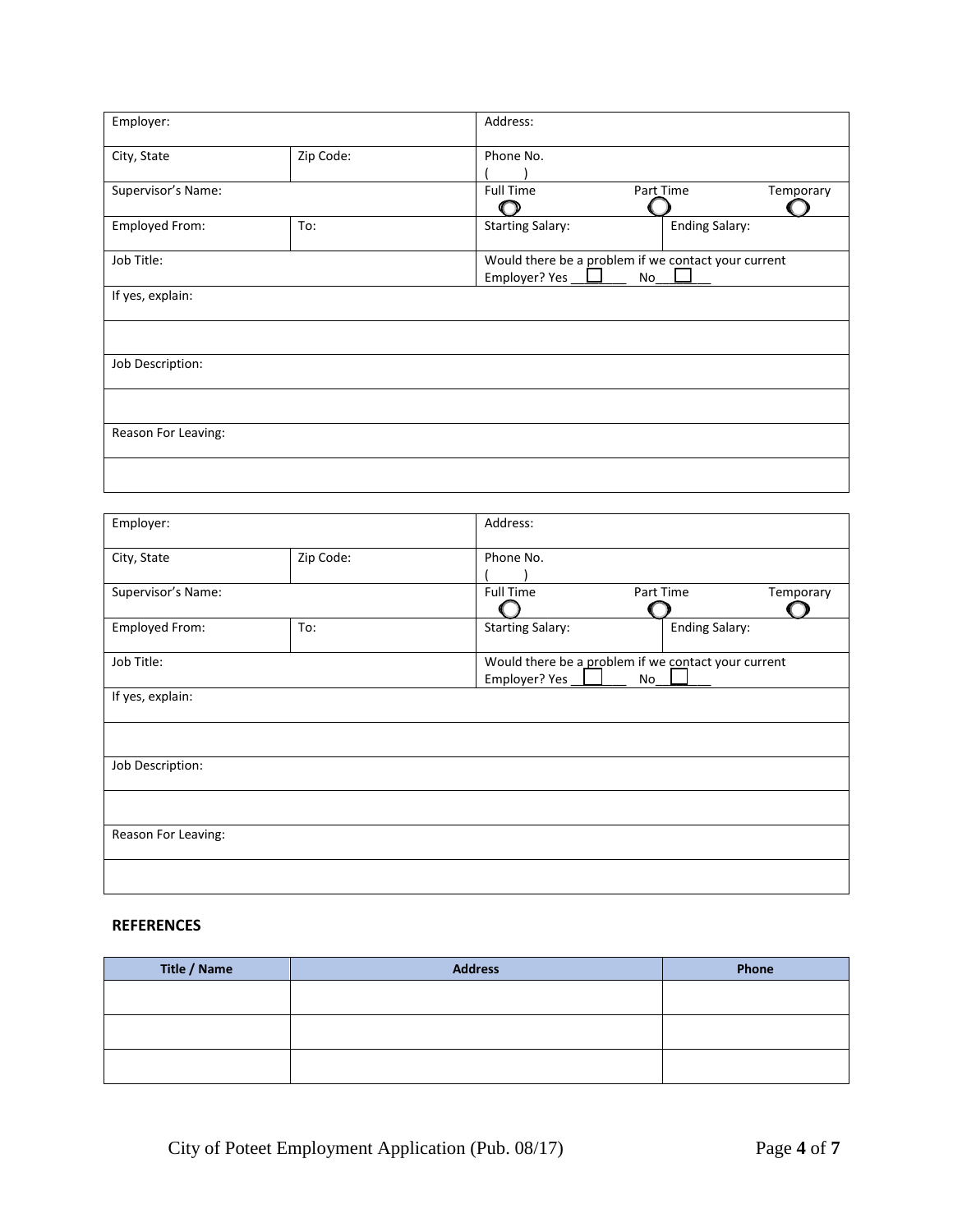| Employer: | | Address: | | |
|---|---|---|---|---|
| City, State | Zip Code: | Phone No. ( ) | | |
| Supervisor's Name: | | Full Time ◯ | Part Time ◯ | Temporary ◯ |
| Employed From: | To: | Starting Salary: | Ending Salary: | |
| Job Title: | | Would there be a problem if we contact your current Employer? Yes ☐ No ☐ | | |
| If yes, explain: | | | | |
| | | | | |
| Job Description: | | | | |
| | | | | |
| Reason For Leaving: | | | | |
| | | | | |

| Employer: | | Address: | | |
|---|---|---|---|---|
| City, State | Zip Code: | Phone No. ( ) | | |
| Supervisor's Name: | | Full Time ◯ | Part Time ◯ | Temporary ◯ |
| Employed From: | To: | Starting Salary: | Ending Salary: | |
| Job Title: | | Would there be a problem if we contact your current Employer? Yes ☐ No ☐ | | |
| If yes, explain: | | | | |
| | | | | |
| Job Description: | | | | |
| | | | | |
| Reason For Leaving: | | | | |
| | | | | |

**REFERENCES**

| Title / Name | Address | Phone |
|---|---|---|
| | | |
| | | |
| | | |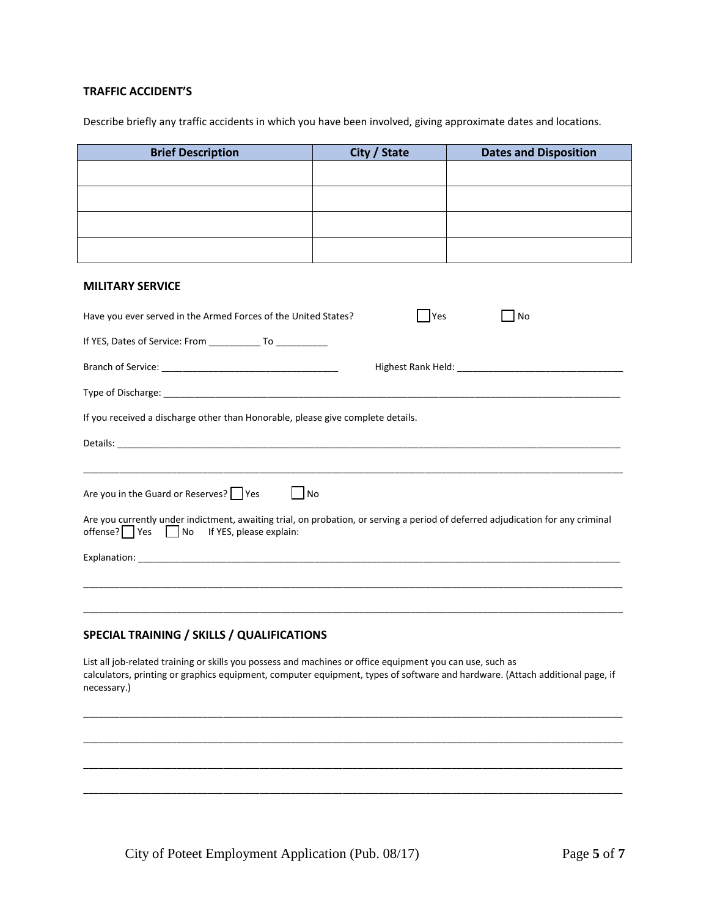## TRAFFIC ACCIDENT'S

Describe briefly any traffic accidents in which you have been involved, giving approximate dates and locations.

| Brief Description | City / State | Dates and Disposition |
|---|---|---|
| | | |
| | | |
| | | |
| | | |

## MILITARY SERVICE

Have you ever served in the Armed Forces of the United States? ☐ Yes ☐ No

If YES, Dates of Service: From __________ To __________

Branch of Service: ________________________________ Highest Rank Held: ________________________________

Type of Discharge: ________________________________________________________________________________

If you received a discharge other than Honorable, please give complete details.

Details: ______________________________________________________________________________________

______________________________________________________________________________________________

Are you in the Guard or Reserves? ☐ Yes ☐ No

Are you currently under indictment, awaiting trial, on probation, or serving a period of deferred adjudication for any criminal offense? ☐ Yes ☐ No If YES, please explain:

Explanation: __________________________________________________________________________________

______________________________________________________________________________________________

______________________________________________________________________________________________

## SPECIAL TRAINING / SKILLS / QUALIFICATIONS

List all job-related training or skills you possess and machines or office equipment you can use, such as calculators, printing or graphics equipment, computer equipment, types of software and hardware. (Attach additional page, if necessary.)

______________________________________________________________________________________________

______________________________________________________________________________________________

______________________________________________________________________________________________

______________________________________________________________________________________________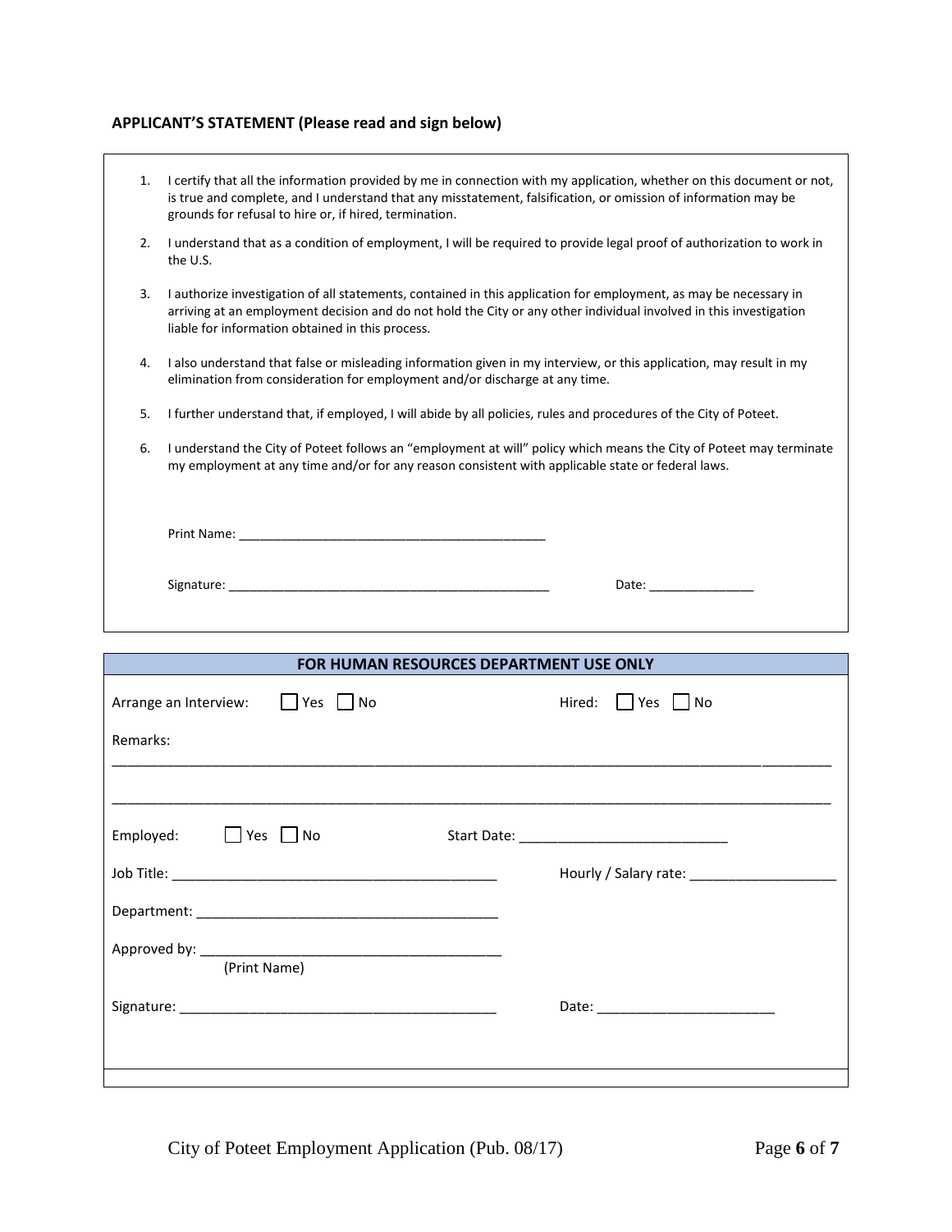**APPLICANT'S STATEMENT (Please read and sign below)**

1. I certify that all the information provided by me in connection with my application, whether on this document or not, is true and complete, and I understand that any misstatement, falsification, or omission of information may be grounds for refusal to hire or, if hired, termination.
2. I understand that as a condition of employment, I will be required to provide legal proof of authorization to work in the U.S.
3. I authorize investigation of all statements, contained in this application for employment, as may be necessary in arriving at an employment decision and do not hold the City or any other individual involved in this investigation liable for information obtained in this process.
4. I also understand that false or misleading information given in my interview, or this application, may result in my elimination from consideration for employment and/or discharge at any time.
5. I further understand that, if employed, I will abide by all policies, rules and procedures of the City of Poteet.
6. I understand the City of Poteet follows an "employment at will" policy which means the City of Poteet may terminate my employment at any time and/or for any reason consistent with applicable state or federal laws.

Print Name: ____________________________________________

Signature: ______________________________________________ Date: _______________

**FOR HUMAN RESOURCES DEPARTMENT USE ONLY**

Arrange an Interview: ☐ Yes ☐ No Hired: ☐ Yes ☐ No

Remarks:

_____________________________________________________________________________________________

_____________________________________________________________________________________________

Employed: ☐ Yes ☐ No Start Date: ___________________________

Job Title: __________________________________________ Hourly / Salary rate: ___________________

Department: ______________________________________

Approved by: ______________________________________
(Print Name)

Signature: _________________________________________ Date: _______________________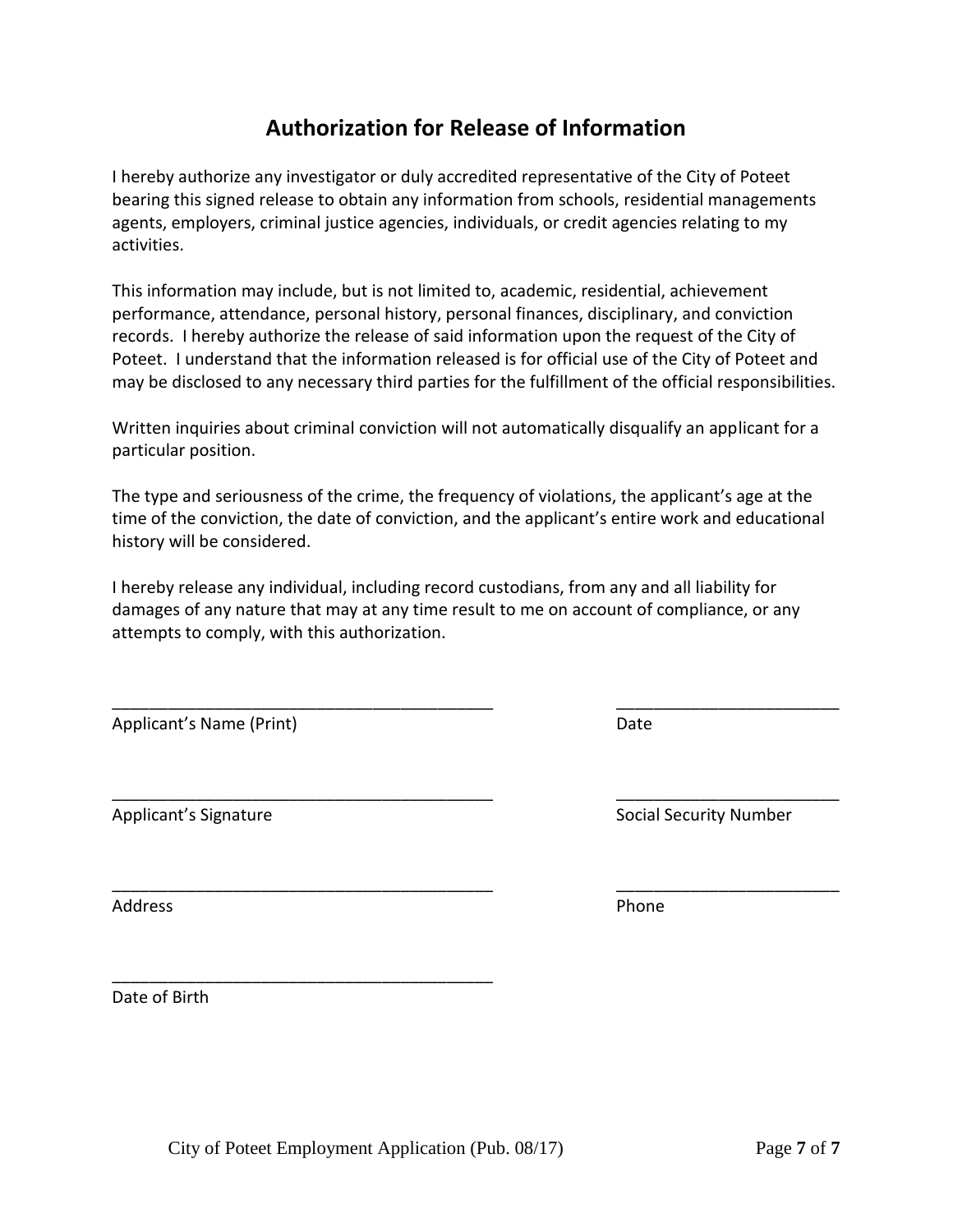# Authorization for Release of Information

I hereby authorize any investigator or duly accredited representative of the City of Poteet bearing this signed release to obtain any information from schools, residential managements agents, employers, criminal justice agencies, individuals, or credit agencies relating to my activities.

This information may include, but is not limited to, academic, residential, achievement performance, attendance, personal history, personal finances, disciplinary, and conviction records. I hereby authorize the release of said information upon the request of the City of Poteet. I understand that the information released is for official use of the City of Poteet and may be disclosed to any necessary third parties for the fulfillment of the official responsibilities.

Written inquiries about criminal conviction will not automatically disqualify an applicant for a particular position.

The type and seriousness of the crime, the frequency of violations, the applicant's age at the time of the conviction, the date of conviction, and the applicant's entire work and educational history will be considered.

I hereby release any individual, including record custodians, from any and all liability for damages of any nature that may at any time result to me on account of compliance, or any attempts to comply, with this authorization.

\_\_\_\_\_\_\_\_\_\_\_\_\_\_\_\_\_\_\_\_\_\_\_\_\_\_\_\_\_\_\_\_\_\_\_\_\_\_\_\_\_ \_\_\_\_\_\_\_\_\_\_\_\_\_\_\_\_\_\_\_\_\_\_\_\_
Applicant's Name (Print) Date

\_\_\_\_\_\_\_\_\_\_\_\_\_\_\_\_\_\_\_\_\_\_\_\_\_\_\_\_\_\_\_\_\_\_\_\_\_\_\_\_\_ \_\_\_\_\_\_\_\_\_\_\_\_\_\_\_\_\_\_\_\_\_\_\_\_
Applicant's Signature Social Security Number

\_\_\_\_\_\_\_\_\_\_\_\_\_\_\_\_\_\_\_\_\_\_\_\_\_\_\_\_\_\_\_\_\_\_\_\_\_\_\_\_\_ \_\_\_\_\_\_\_\_\_\_\_\_\_\_\_\_\_\_\_\_\_\_\_\_
Address Phone

\_\_\_\_\_\_\_\_\_\_\_\_\_\_\_\_\_\_\_\_\_\_\_\_\_\_\_\_\_\_\_\_\_\_\_\_\_\_\_\_\_
Date of Birth